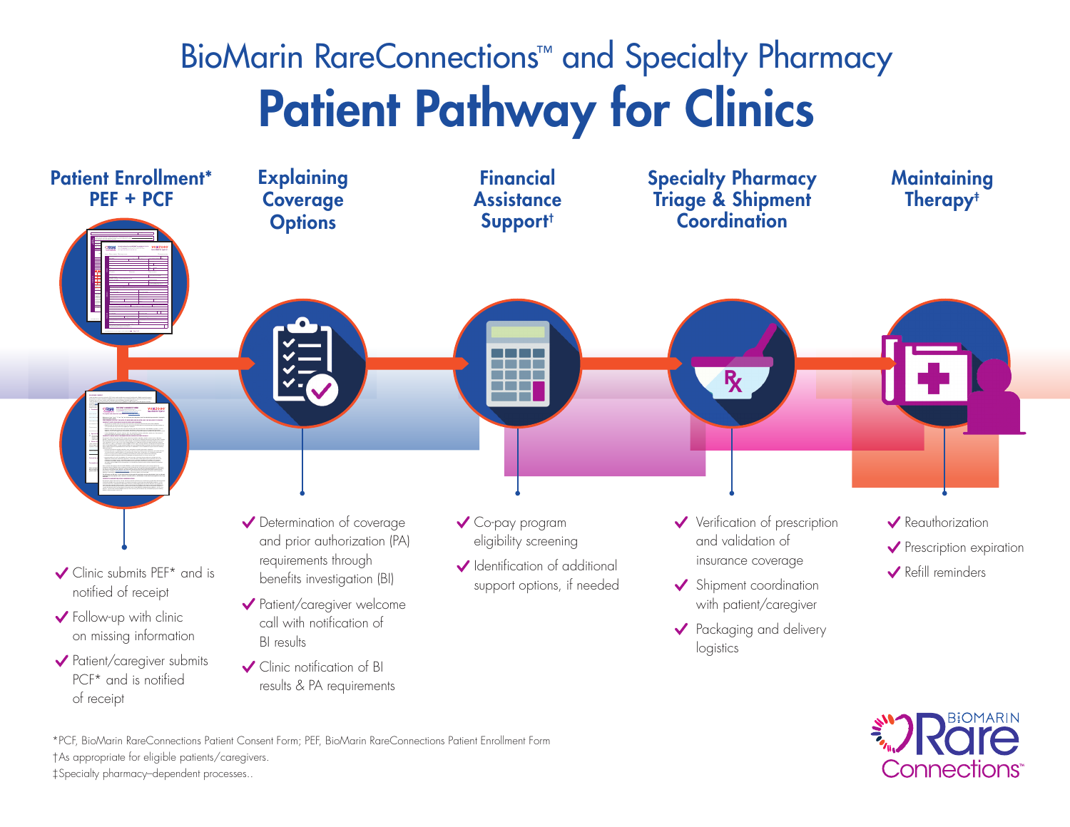# BioMarin RareConnections™ and Specialty Pharmacy

# Patient Pathway for Clinics

## Patient Enrollment* PEF + PCF

- Clinic submits PEF* and is notified of receipt
- Follow-up with clinic on missing information
- Patient/caregiver submits PCF* and is notified of receipt

## Explaining Coverage Options

- Determination of coverage and prior authorization (PA) requirements through benefits investigation (BI)
- Patient/caregiver welcome call with notification of BI results
- Clinic notification of BI results & PA requirements

## Financial Assistance Support†

- Co-pay program eligibility screening
- Identification of additional support options, if needed

## Specialty Pharmacy Triage & Shipment Coordination

- Verification of prescription and validation of insurance coverage
- Shipment coordination with patient/caregiver
- Packaging and delivery logistics

## Maintaining Therapy‡

- Reauthorization
- Prescription expiration
- Refill reminders

*PCF, BioMarin RareConnections Patient Consent Form; PEF, BioMarin RareConnections Patient Enrollment Form
†As appropriate for eligible patients/caregivers.
‡Specialty pharmacy–dependent processes..

BIOMARIN RareConnections™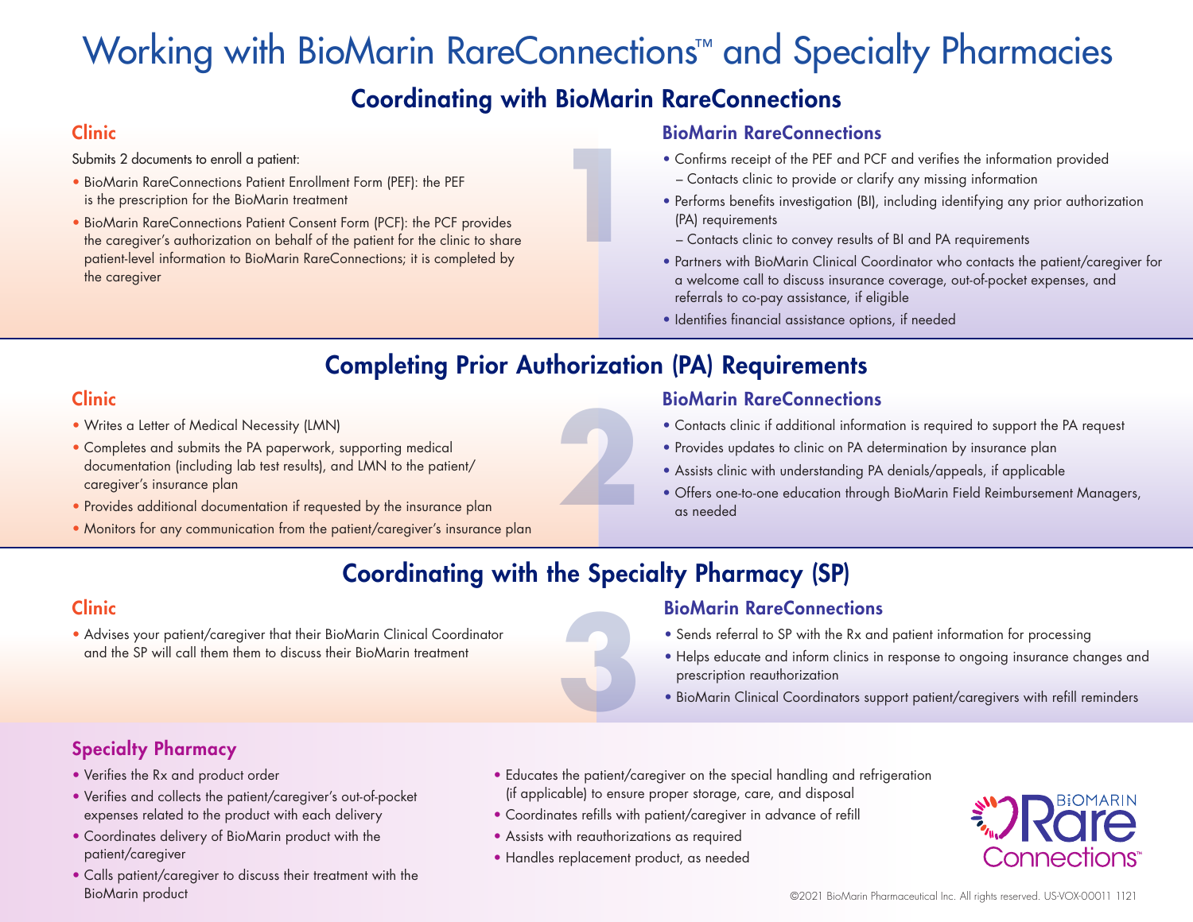# Working with BioMarin RareConnections™ and Specialty Pharmacies

## Coordinating with BioMarin RareConnections

1

### Clinic

Submits 2 documents to enroll a patient:

- BioMarin RareConnections Patient Enrollment Form (PEF): the PEF is the prescription for the BioMarin treatment
- BioMarin RareConnections Patient Consent Form (PCF): the PCF provides the caregiver's authorization on behalf of the patient for the clinic to share patient-level information to BioMarin RareConnections; it is completed by the caregiver

### BioMarin RareConnections

- Confirms receipt of the PEF and PCF and verifies the information provided
  - – Contacts clinic to provide or clarify any missing information
- Performs benefits investigation (BI), including identifying any prior authorization (PA) requirements
  - – Contacts clinic to convey results of BI and PA requirements
- Partners with BioMarin Clinical Coordinator who contacts the patient/caregiver for a welcome call to discuss insurance coverage, out-of-pocket expenses, and referrals to co-pay assistance, if eligible
- Identifies financial assistance options, if needed

## Completing Prior Authorization (PA) Requirements

2

### Clinic

- Writes a Letter of Medical Necessity (LMN)
- Completes and submits the PA paperwork, supporting medical documentation (including lab test results), and LMN to the patient/caregiver's insurance plan
- Provides additional documentation if requested by the insurance plan
- Monitors for any communication from the patient/caregiver's insurance plan

### BioMarin RareConnections

- Contacts clinic if additional information is required to support the PA request
- Provides updates to clinic on PA determination by insurance plan
- Assists clinic with understanding PA denials/appeals, if applicable
- Offers one-to-one education through BioMarin Field Reimbursement Managers, as needed

## Coordinating with the Specialty Pharmacy (SP)

3

### Clinic

- Advises your patient/caregiver that their BioMarin Clinical Coordinator and the SP will call them them to discuss their BioMarin treatment

### BioMarin RareConnections

- Sends referral to SP with the Rx and patient information for processing
- Helps educate and inform clinics in response to ongoing insurance changes and prescription reauthorization
- BioMarin Clinical Coordinators support patient/caregivers with refill reminders

### Specialty Pharmacy

- Verifies the Rx and product order
- Verifies and collects the patient/caregiver's out-of-pocket expenses related to the product with each delivery
- Coordinates delivery of BioMarin product with the patient/caregiver
- Calls patient/caregiver to discuss their treatment with the BioMarin product
- Educates the patient/caregiver on the special handling and refrigeration (if applicable) to ensure proper storage, care, and disposal
- Coordinates refills with patient/caregiver in advance of refill
- Assists with reauthorizations as required
- Handles replacement product, as needed

BIOMARIN RareConnections™

©2021 BioMarin Pharmaceutical Inc. All rights reserved. US-VOX-00011 1121